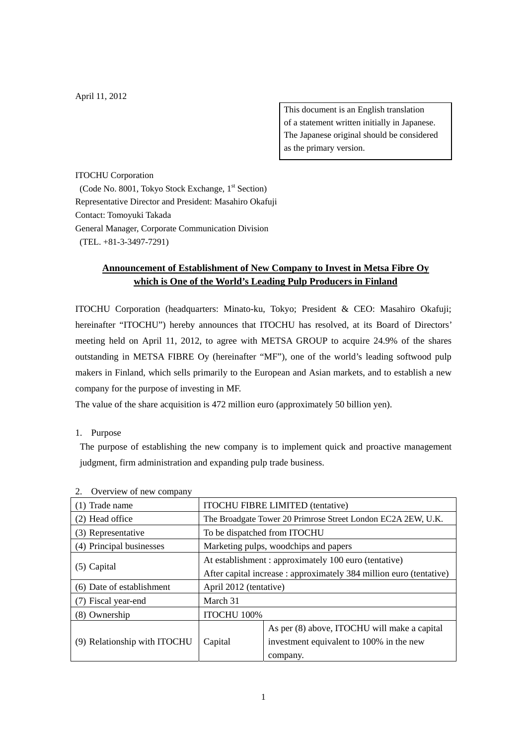April 11, 2012

> This document is an English translation of a statement written initially in Japanese. The Japanese original should be considered as the primary version.

ITOCHU Corporation
(Code No. 8001, Tokyo Stock Exchange, 1st Section)
Representative Director and President: Masahiro Okafuji
Contact: Tomoyuki Takada
General Manager, Corporate Communication Division
(TEL. +81-3-3497-7291)

## Announcement of Establishment of New Company to Invest in Metsa Fibre Oy which is One of the World's Leading Pulp Producers in Finland

ITOCHU Corporation (headquarters: Minato-ku, Tokyo; President & CEO: Masahiro Okafuji; hereinafter "ITOCHU") hereby announces that ITOCHU has resolved, at its Board of Directors' meeting held on April 11, 2012, to agree with METSA GROUP to acquire 24.9% of the shares outstanding in METSA FIBRE Oy (hereinafter "MF"), one of the world's leading softwood pulp makers in Finland, which sells primarily to the European and Asian markets, and to establish a new company for the purpose of investing in MF.
The value of the share acquisition is 472 million euro (approximately 50 billion yen).

1. Purpose

The purpose of establishing the new company is to implement quick and proactive management judgment, firm administration and expanding pulp trade business.

2. Overview of new company

| | | |
|---|---|---|
| (1) Trade name | ITOCHU FIBRE LIMITED (tentative) | |
| (2) Head office | The Broadgate Tower 20 Primrose Street London EC2A 2EW, U.K. | |
| (3) Representative | To be dispatched from ITOCHU | |
| (4) Principal businesses | Marketing pulps, woodchips and papers | |
| (5) Capital | At establishment : approximately 100 euro (tentative)<br>After capital increase : approximately 384 million euro (tentative) | |
| (6) Date of establishment | April 2012 (tentative) | |
| (7) Fiscal year-end | March 31 | |
| (8) Ownership | ITOCHU 100% | |
| (9) Relationship with ITOCHU | Capital | As per (8) above, ITOCHU will make a capital investment equivalent to 100% in the new company. |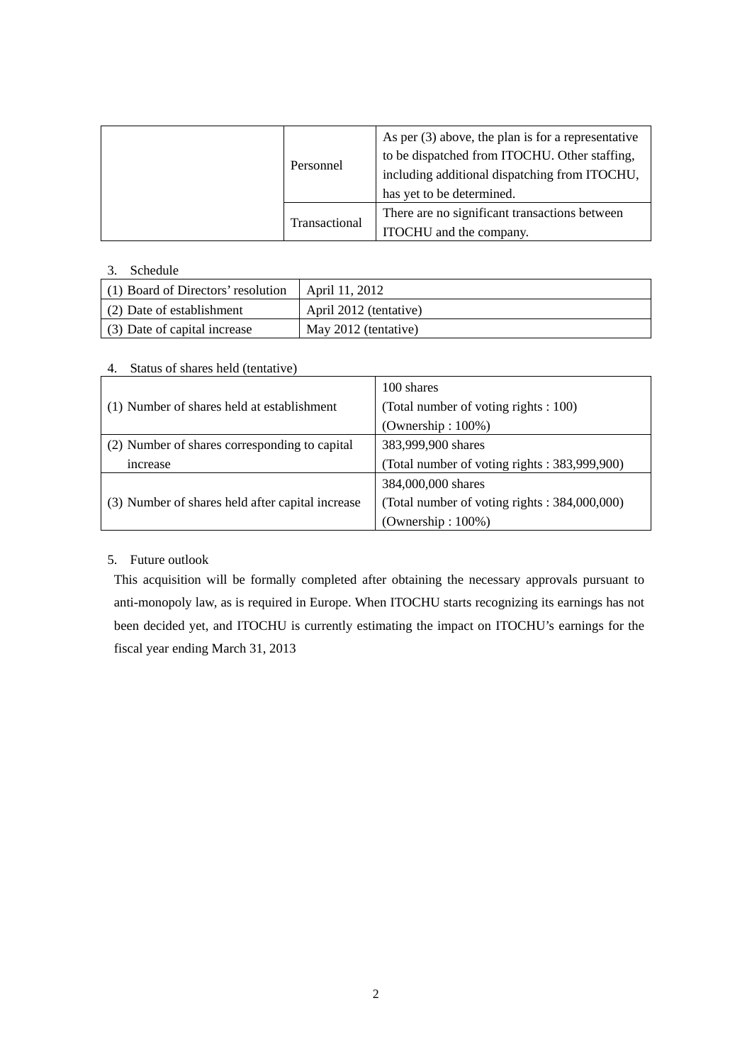| | | |
|---|---|---|
| | Personnel | As per (3) above, the plan is for a representative to be dispatched from ITOCHU. Other staffing, including additional dispatching from ITOCHU, has yet to be determined. |
| | Transactional | There are no significant transactions between ITOCHU and the company. |

3. Schedule

| | |
|---|---|
| (1) Board of Directors' resolution | April 11, 2012 |
| (2) Date of establishment | April 2012 (tentative) |
| (3) Date of capital increase | May 2012 (tentative) |

4. Status of shares held (tentative)

| | |
|---|---|
| (1) Number of shares held at establishment | 100 shares<br>(Total number of voting rights : 100)<br>(Ownership : 100%) |
| (2) Number of shares corresponding to capital increase | 383,999,900 shares<br>(Total number of voting rights : 383,999,900) |
| (3) Number of shares held after capital increase | 384,000,000 shares<br>(Total number of voting rights : 384,000,000)<br>(Ownership : 100%) |

5. Future outlook

This acquisition will be formally completed after obtaining the necessary approvals pursuant to anti-monopoly law, as is required in Europe. When ITOCHU starts recognizing its earnings has not been decided yet, and ITOCHU is currently estimating the impact on ITOCHU's earnings for the fiscal year ending March 31, 2013